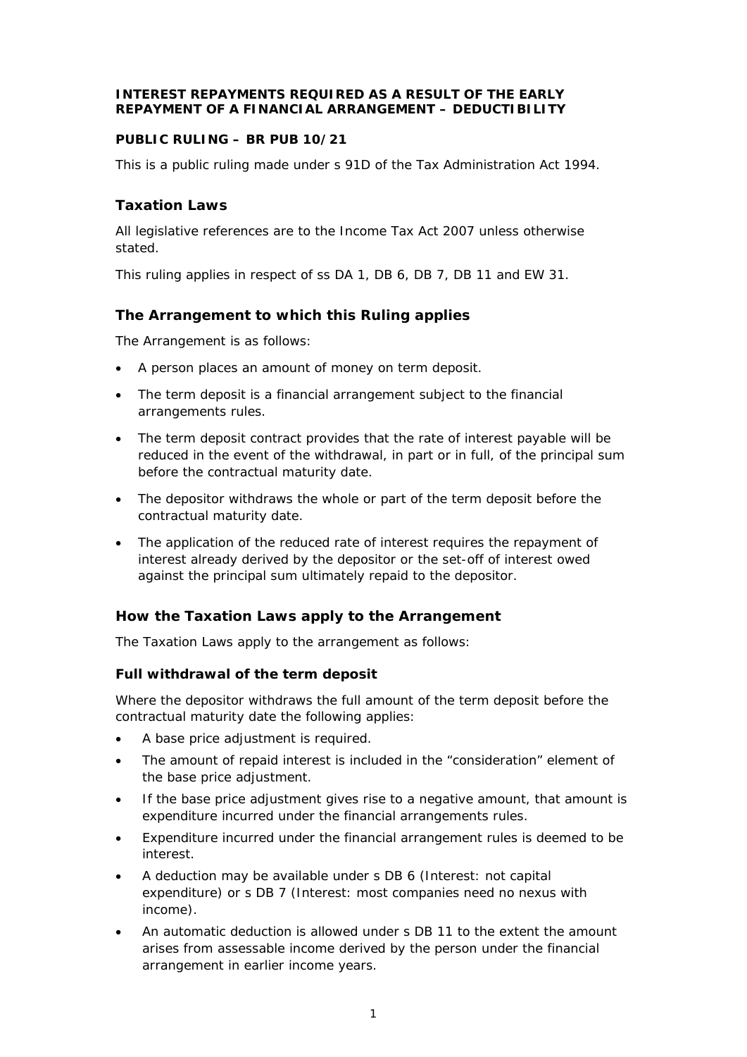**INTEREST REPAYMENTS REQUIRED AS A RESULT OF THE EARLY REPAYMENT OF A FINANCIAL ARRANGEMENT – DEDUCTIBILITY**

**PUBLIC RULING – BR PUB 10/21**

This is a public ruling made under s 91D of the Tax Administration Act 1994.

## Taxation Laws

All legislative references are to the Income Tax Act 2007 unless otherwise stated.

This ruling applies in respect of ss DA 1, DB 6, DB 7, DB 11 and EW 31.

## The Arrangement to which this Ruling applies

The Arrangement is as follows:

- A person places an amount of money on term deposit.
- The term deposit is a financial arrangement subject to the financial arrangements rules.
- The term deposit contract provides that the rate of interest payable will be reduced in the event of the withdrawal, in part or in full, of the principal sum before the contractual maturity date.
- The depositor withdraws the whole or part of the term deposit before the contractual maturity date.
- The application of the reduced rate of interest requires the repayment of interest already derived by the depositor or the set-off of interest owed against the principal sum ultimately repaid to the depositor.

## How the Taxation Laws apply to the Arrangement

The Taxation Laws apply to the arrangement as follows:

### Full withdrawal of the term deposit

Where the depositor withdraws the full amount of the term deposit before the contractual maturity date the following applies:

- A base price adjustment is required.
- The amount of repaid interest is included in the "consideration" element of the base price adjustment.
- If the base price adjustment gives rise to a negative amount, that amount is expenditure incurred under the financial arrangements rules.
- Expenditure incurred under the financial arrangement rules is deemed to be interest.
- A deduction may be available under s DB 6 (Interest: not capital expenditure) or s DB 7 (Interest: most companies need no nexus with income).
- An automatic deduction is allowed under s DB 11 to the extent the amount arises from assessable income derived by the person under the financial arrangement in earlier income years.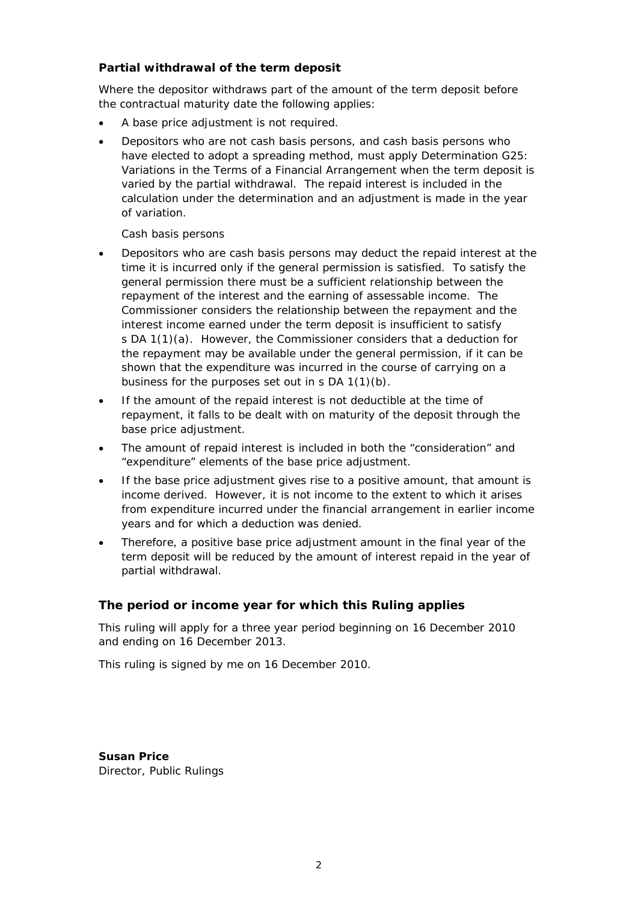### Partial withdrawal of the term deposit

Where the depositor withdraws part of the amount of the term deposit before the contractual maturity date the following applies:

- A base price adjustment is not required.
- Depositors who are not cash basis persons, and cash basis persons who have elected to adopt a spreading method, must apply Determination G25: Variations in the Terms of a Financial Arrangement when the term deposit is varied by the partial withdrawal. The repaid interest is included in the calculation under the determination and an adjustment is made in the year of variation.

  *Cash basis persons*

- Depositors who are cash basis persons may deduct the repaid interest at the time it is incurred only if the general permission is satisfied. To satisfy the general permission there must be a sufficient relationship between the repayment of the interest and the earning of assessable income. The Commissioner considers the relationship between the repayment and the interest income earned under the term deposit is insufficient to satisfy s DA 1(1)(a). However, the Commissioner considers that a deduction for the repayment may be available under the general permission, if it can be shown that the expenditure was incurred in the course of carrying on a business for the purposes set out in s DA 1(1)(b).
- If the amount of the repaid interest is not deductible at the time of repayment, it falls to be dealt with on maturity of the deposit through the base price adjustment.
- The amount of repaid interest is included in both the "consideration" and "expenditure" elements of the base price adjustment.
- If the base price adjustment gives rise to a positive amount, that amount is income derived. However, it is not income to the extent to which it arises from expenditure incurred under the financial arrangement in earlier income years and for which a deduction was denied.
- Therefore, a positive base price adjustment amount in the final year of the term deposit will be reduced by the amount of interest repaid in the year of partial withdrawal.

## The period or income year for which this Ruling applies

This ruling will apply for a three year period beginning on 16 December 2010 and ending on 16 December 2013.

This ruling is signed by me on 16 December 2010.

**Susan Price**
Director, Public Rulings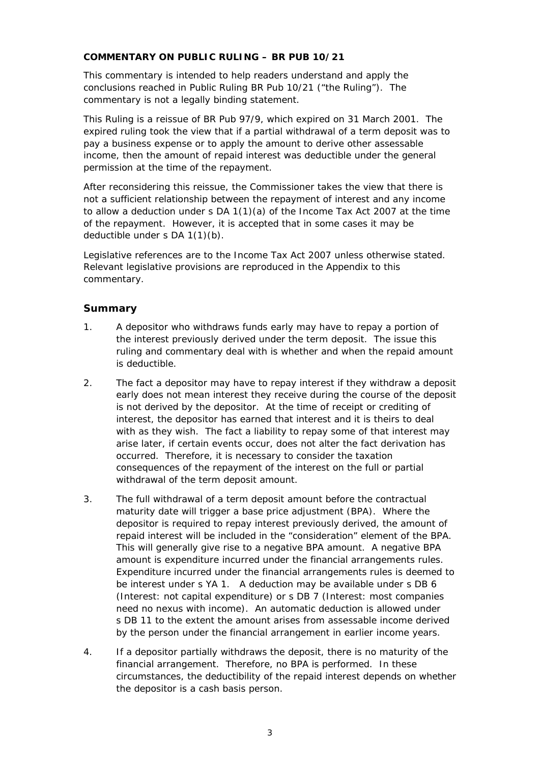**COMMENTARY ON PUBLIC RULING – BR PUB 10/21**

This commentary is intended to help readers understand and apply the conclusions reached in Public Ruling BR Pub 10/21 ("the Ruling"). The commentary is not a legally binding statement.

This Ruling is a reissue of BR Pub 97/9, which expired on 31 March 2001. The expired ruling took the view that if a partial withdrawal of a term deposit was to pay a business expense or to apply the amount to derive other assessable income, then the amount of repaid interest was deductible under the general permission at the time of the repayment.

After reconsidering this reissue, the Commissioner takes the view that there is not a sufficient relationship between the repayment of interest and any income to allow a deduction under s DA 1(1)(a) of the Income Tax Act 2007 at the time of the repayment. However, it is accepted that in some cases it may be deductible under s DA 1(1)(b).

Legislative references are to the Income Tax Act 2007 unless otherwise stated. Relevant legislative provisions are reproduced in the Appendix to this commentary.

## Summary

1. A depositor who withdraws funds early may have to repay a portion of the interest previously derived under the term deposit. The issue this ruling and commentary deal with is whether and when the repaid amount is deductible.

2. The fact a depositor may have to repay interest if they withdraw a deposit early does not mean interest they receive during the course of the deposit is not derived by the depositor. At the time of receipt or crediting of interest, the depositor has earned that interest and it is theirs to deal with as they wish. The fact a liability to repay some of that interest may arise later, if certain events occur, does not alter the fact derivation has occurred. Therefore, it is necessary to consider the taxation consequences of the repayment of the interest on the full or partial withdrawal of the term deposit amount.

3. The full withdrawal of a term deposit amount before the contractual maturity date will trigger a base price adjustment (BPA). Where the depositor is required to repay interest previously derived, the amount of repaid interest will be included in the "consideration" element of the BPA. This will generally give rise to a negative BPA amount. A negative BPA amount is expenditure incurred under the financial arrangements rules. Expenditure incurred under the financial arrangements rules is deemed to be interest under s YA 1. A deduction may be available under s DB 6 (Interest: not capital expenditure) or s DB 7 (Interest: most companies need no nexus with income). An automatic deduction is allowed under s DB 11 to the extent the amount arises from assessable income derived by the person under the financial arrangement in earlier income years.

4. If a depositor partially withdraws the deposit, there is no maturity of the financial arrangement. Therefore, no BPA is performed. In these circumstances, the deductibility of the repaid interest depends on whether the depositor is a cash basis person.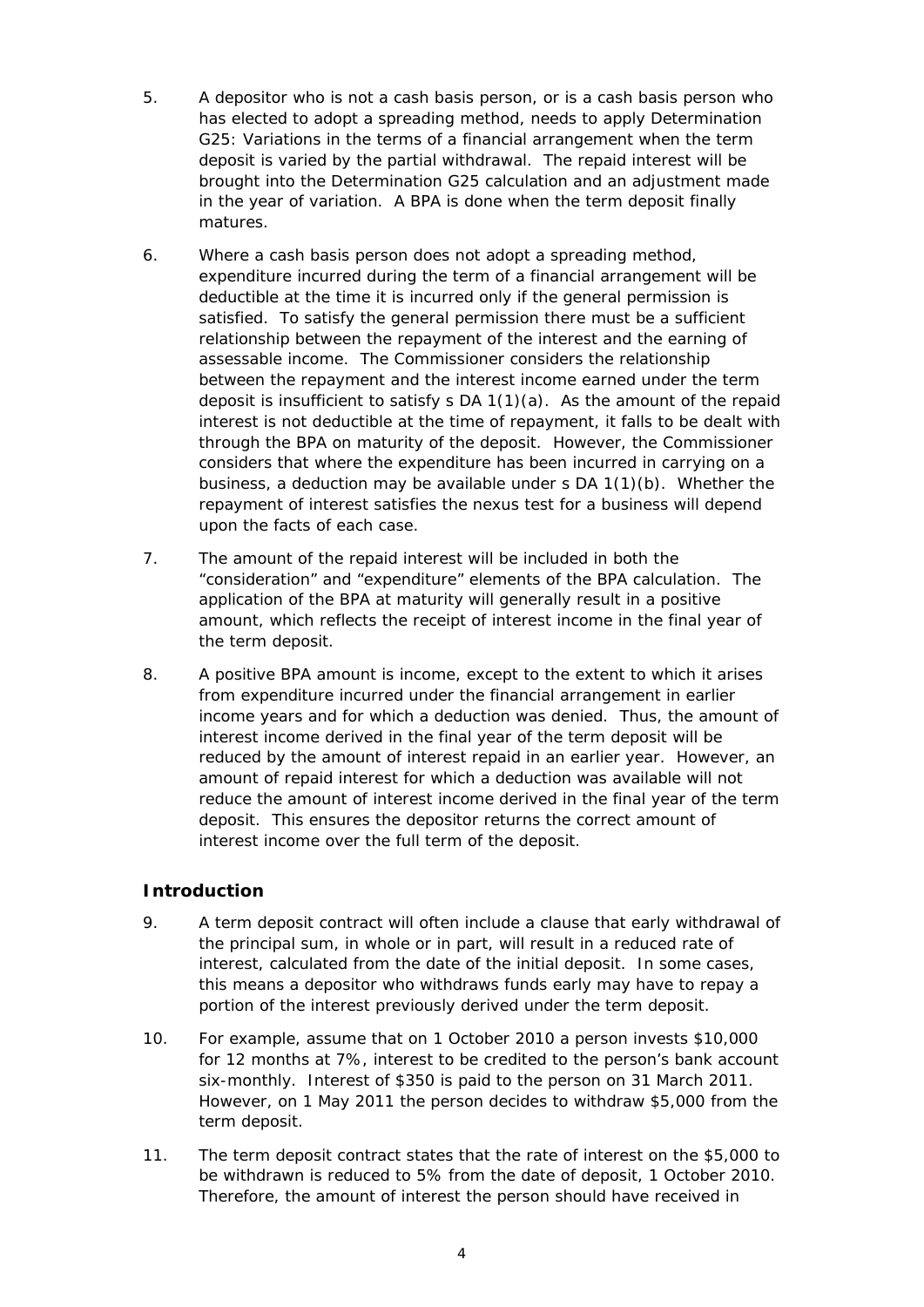5. A depositor who is not a cash basis person, or is a cash basis person who has elected to adopt a spreading method, needs to apply Determination G25: Variations in the terms of a financial arrangement when the term deposit is varied by the partial withdrawal. The repaid interest will be brought into the Determination G25 calculation and an adjustment made in the year of variation. A BPA is done when the term deposit finally matures.

6. Where a cash basis person does not adopt a spreading method, expenditure incurred during the term of a financial arrangement will be deductible at the time it is incurred only if the general permission is satisfied. To satisfy the general permission there must be a sufficient relationship between the repayment of the interest and the earning of assessable income. The Commissioner considers the relationship between the repayment and the interest income earned under the term deposit is insufficient to satisfy s DA 1(1)(a). As the amount of the repaid interest is not deductible at the time of repayment, it falls to be dealt with through the BPA on maturity of the deposit. However, the Commissioner considers that where the expenditure has been incurred in carrying on a business, a deduction may be available under s DA 1(1)(b). Whether the repayment of interest satisfies the nexus test for a business will depend upon the facts of each case.

7. The amount of the repaid interest will be included in both the "consideration" and "expenditure" elements of the BPA calculation. The application of the BPA at maturity will generally result in a positive amount, which reflects the receipt of interest income in the final year of the term deposit.

8. A positive BPA amount is income, except to the extent to which it arises from expenditure incurred under the financial arrangement in earlier income years and for which a deduction was denied. Thus, the amount of interest income derived in the final year of the term deposit will be reduced by the amount of interest repaid in an earlier year. However, an amount of repaid interest for which a deduction was available will not reduce the amount of interest income derived in the final year of the term deposit. This ensures the depositor returns the correct amount of interest income over the full term of the deposit.

## Introduction

9. A term deposit contract will often include a clause that early withdrawal of the principal sum, in whole or in part, will result in a reduced rate of interest, calculated from the date of the initial deposit. In some cases, this means a depositor who withdraws funds early may have to repay a portion of the interest previously derived under the term deposit.

10. For example, assume that on 1 October 2010 a person invests $10,000 for 12 months at 7%, interest to be credited to the person's bank account six-monthly. Interest of $350 is paid to the person on 31 March 2011. However, on 1 May 2011 the person decides to withdraw $5,000 from the term deposit.

11. The term deposit contract states that the rate of interest on the $5,000 to be withdrawn is reduced to 5% from the date of deposit, 1 October 2010. Therefore, the amount of interest the person should have received in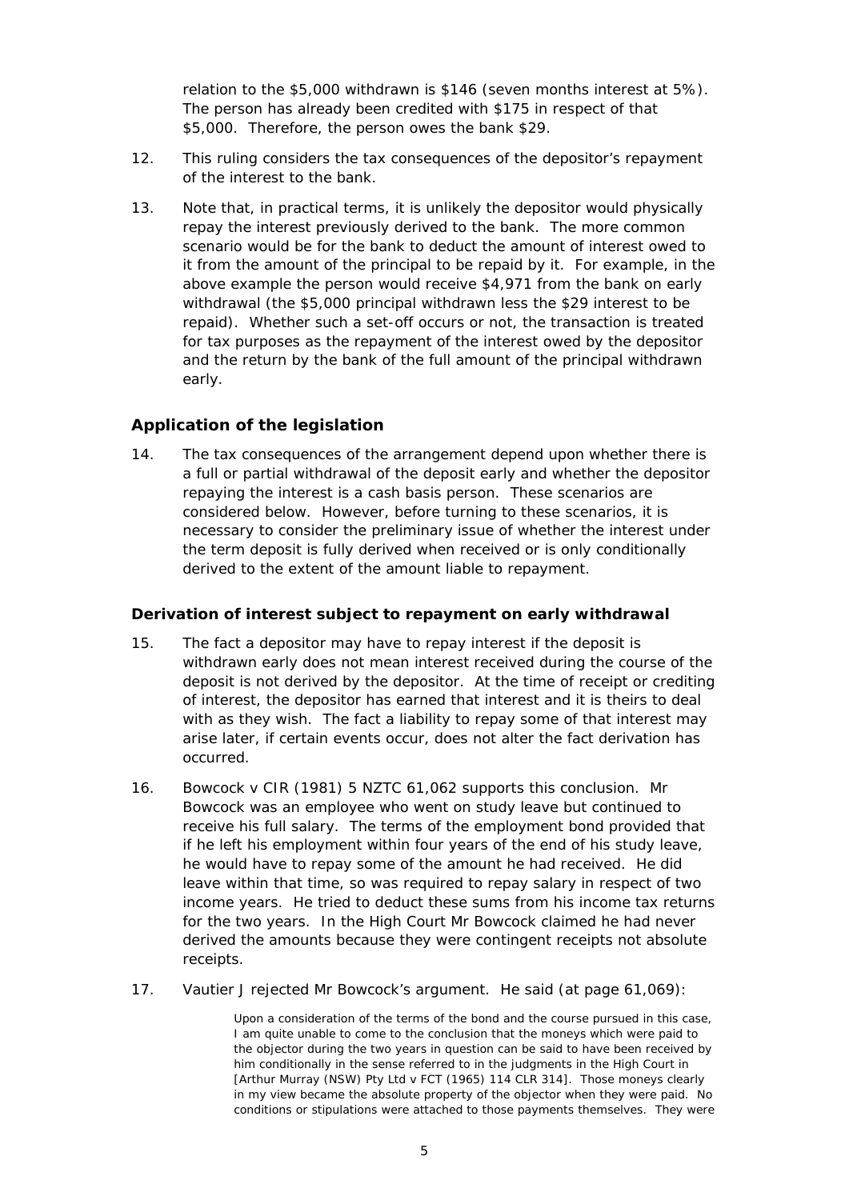relation to the $5,000 withdrawn is $146 (seven months interest at 5%). The person has already been credited with $175 in respect of that $5,000. Therefore, the person owes the bank $29.

12. This ruling considers the tax consequences of the depositor's repayment of the interest to the bank.

13. Note that, in practical terms, it is unlikely the depositor would physically repay the interest previously derived to the bank. The more common scenario would be for the bank to deduct the amount of interest owed to it from the amount of the principal to be repaid by it. For example, in the above example the person would receive $4,971 from the bank on early withdrawal (the $5,000 principal withdrawn less the $29 interest to be repaid). Whether such a set-off occurs or not, the transaction is treated for tax purposes as the repayment of the interest owed by the depositor and the return by the bank of the full amount of the principal withdrawn early.

## Application of the legislation

14. The tax consequences of the arrangement depend upon whether there is a full or partial withdrawal of the deposit early and whether the depositor repaying the interest is a cash basis person. These scenarios are considered below. However, before turning to these scenarios, it is necessary to consider the preliminary issue of whether the interest under the term deposit is fully derived when received or is only conditionally derived to the extent of the amount liable to repayment.

### Derivation of interest subject to repayment on early withdrawal

15. The fact a depositor may have to repay interest if the deposit is withdrawn early does not mean interest received during the course of the deposit is not derived by the depositor. At the time of receipt or crediting of interest, the depositor has earned that interest and it is theirs to deal with as they wish. The fact a liability to repay some of that interest may arise later, if certain events occur, does not alter the fact derivation has occurred.

16. *Bowcock v CIR* (1981) 5 NZTC 61,062 supports this conclusion. Mr Bowcock was an employee who went on study leave but continued to receive his full salary. The terms of the employment bond provided that if he left his employment within four years of the end of his study leave, he would have to repay some of the amount he had received. He did leave within that time, so was required to repay salary in respect of two income years. He tried to deduct these sums from his income tax returns for the two years. In the High Court Mr Bowcock claimed he had never derived the amounts because they were contingent receipts not absolute receipts.

17. Vautier J rejected Mr Bowcock's argument. He said (at page 61,069):

> Upon a consideration of the terms of the bond and the course pursued in this case, I am quite unable to come to the conclusion that the moneys which were paid to the objector during the two years in question can be said to have been received by him conditionally in the sense referred to in the judgments in the High Court in [*Arthur Murray (NSW) Pty Ltd v FCT* (1965) 114 CLR 314]. Those moneys clearly in my view became the absolute property of the objector when they were paid. No conditions or stipulations were attached to those payments themselves. They were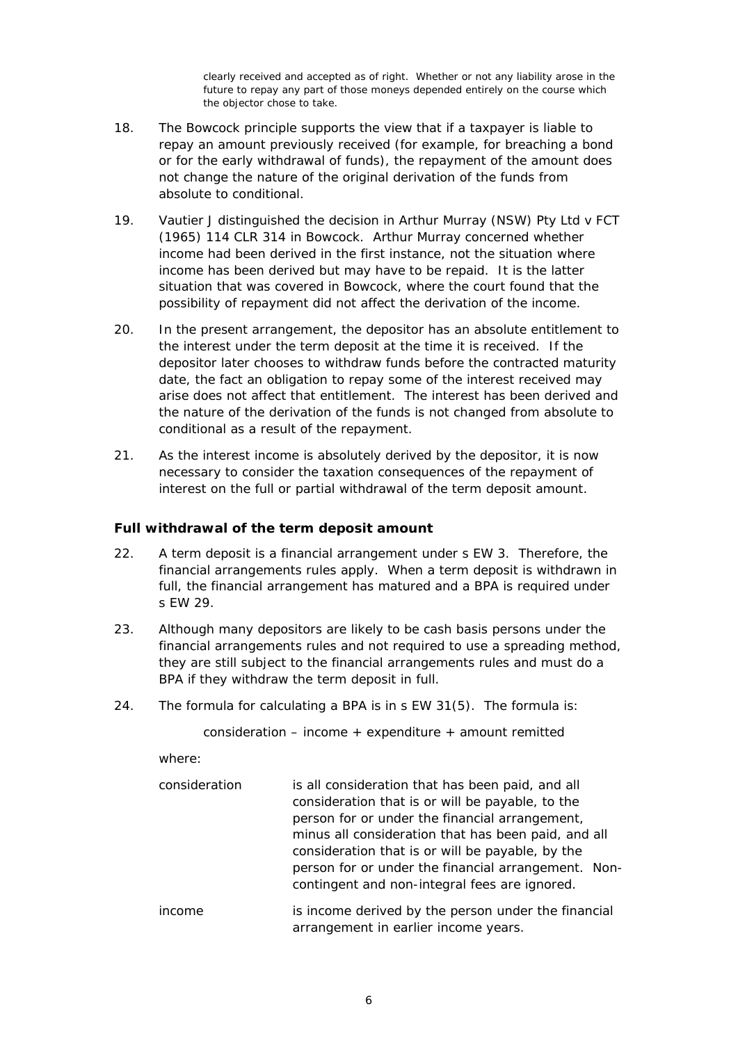> clearly received and accepted as of right. Whether or not any liability arose in the future to repay any part of those moneys depended entirely on the course which the objector chose to take.

18. The Bowcock principle supports the view that if a taxpayer is liable to repay an amount previously received (for example, for breaching a bond or for the early withdrawal of funds), the repayment of the amount does not change the nature of the original derivation of the funds from absolute to conditional.

19. Vautier J distinguished the decision in Arthur Murray (NSW) Pty Ltd v FCT (1965) 114 CLR 314 in Bowcock. Arthur Murray concerned whether income had been derived in the first instance, not the situation where income has been derived but may have to be repaid. It is the latter situation that was covered in Bowcock, where the court found that the possibility of repayment did not affect the derivation of the income.

20. In the present arrangement, the depositor has an absolute entitlement to the interest under the term deposit at the time it is received. If the depositor later chooses to withdraw funds before the contracted maturity date, the fact an obligation to repay some of the interest received may arise does not affect that entitlement. The interest has been derived and the nature of the derivation of the funds is not changed from absolute to conditional as a result of the repayment.

21. As the interest income is absolutely derived by the depositor, it is now necessary to consider the taxation consequences of the repayment of interest on the full or partial withdrawal of the term deposit amount.

### Full withdrawal of the term deposit amount

22. A term deposit is a financial arrangement under s EW 3. Therefore, the financial arrangements rules apply. When a term deposit is withdrawn in full, the financial arrangement has matured and a BPA is required under s EW 29.

23. Although many depositors are likely to be cash basis persons under the financial arrangements rules and not required to use a spreading method, they are still subject to the financial arrangements rules and must do a BPA if they withdraw the term deposit in full.

24. The formula for calculating a BPA is in s EW 31(5). The formula is:

    consideration – income + expenditure + amount remitted

    where:

| | |
|---|---|
| consideration | is all consideration that has been paid, and all consideration that is or will be payable, to the person for or under the financial arrangement, minus all consideration that has been paid, and all consideration that is or will be payable, by the person for or under the financial arrangement. Non-contingent and non-integral fees are ignored. |
| income | is income derived by the person under the financial arrangement in earlier income years. |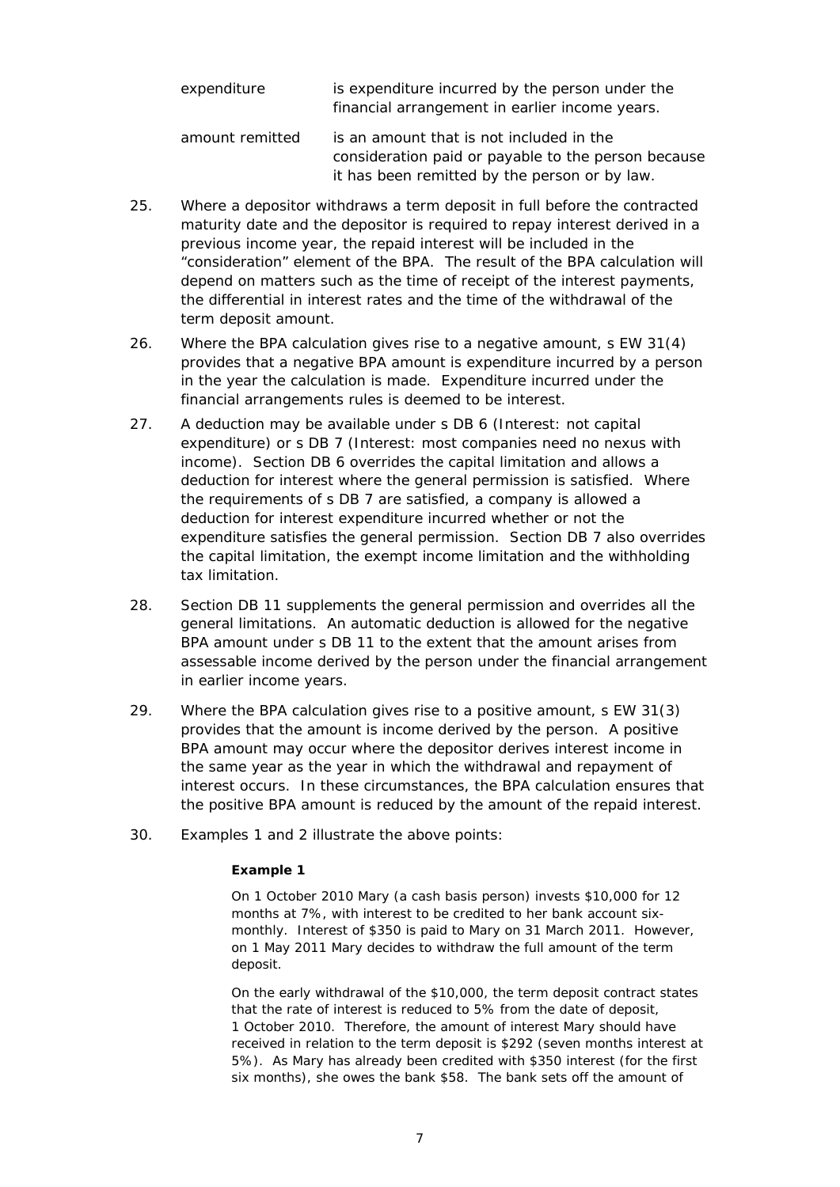| | |
|---|---|
| expenditure | is expenditure incurred by the person under the financial arrangement in earlier income years. |
| amount remitted | is an amount that is not included in the consideration paid or payable to the person because it has been remitted by the person or by law. |

25. Where a depositor withdraws a term deposit in full before the contracted maturity date and the depositor is required to repay interest derived in a previous income year, the repaid interest will be included in the "consideration" element of the BPA. The result of the BPA calculation will depend on matters such as the time of receipt of the interest payments, the differential in interest rates and the time of the withdrawal of the term deposit amount.

26. Where the BPA calculation gives rise to a negative amount, s EW 31(4) provides that a negative BPA amount is expenditure incurred by a person in the year the calculation is made. Expenditure incurred under the financial arrangements rules is deemed to be interest.

27. A deduction may be available under s DB 6 (Interest: not capital expenditure) or s DB 7 (Interest: most companies need no nexus with income). Section DB 6 overrides the capital limitation and allows a deduction for interest where the general permission is satisfied. Where the requirements of s DB 7 are satisfied, a company is allowed a deduction for interest expenditure incurred whether or not the expenditure satisfies the general permission. Section DB 7 also overrides the capital limitation, the exempt income limitation and the withholding tax limitation.

28. Section DB 11 supplements the general permission and overrides all the general limitations. An automatic deduction is allowed for the negative BPA amount under s DB 11 to the extent that the amount arises from assessable income derived by the person under the financial arrangement in earlier income years.

29. Where the BPA calculation gives rise to a positive amount, s EW 31(3) provides that the amount is income derived by the person. A positive BPA amount may occur where the depositor derives interest income in the same year as the year in which the withdrawal and repayment of interest occurs. In these circumstances, the BPA calculation ensures that the positive BPA amount is reduced by the amount of the repaid interest.

30. Examples 1 and 2 illustrate the above points:

**Example 1**

On 1 October 2010 Mary (a cash basis person) invests $10,000 for 12 months at 7%, with interest to be credited to her bank account six-monthly. Interest of $350 is paid to Mary on 31 March 2011. However, on 1 May 2011 Mary decides to withdraw the full amount of the term deposit.

On the early withdrawal of the $10,000, the term deposit contract states that the rate of interest is reduced to 5% from the date of deposit, 1 October 2010. Therefore, the amount of interest Mary should have received in relation to the term deposit is $292 (seven months interest at 5%). As Mary has already been credited with $350 interest (for the first six months), she owes the bank $58. The bank sets off the amount of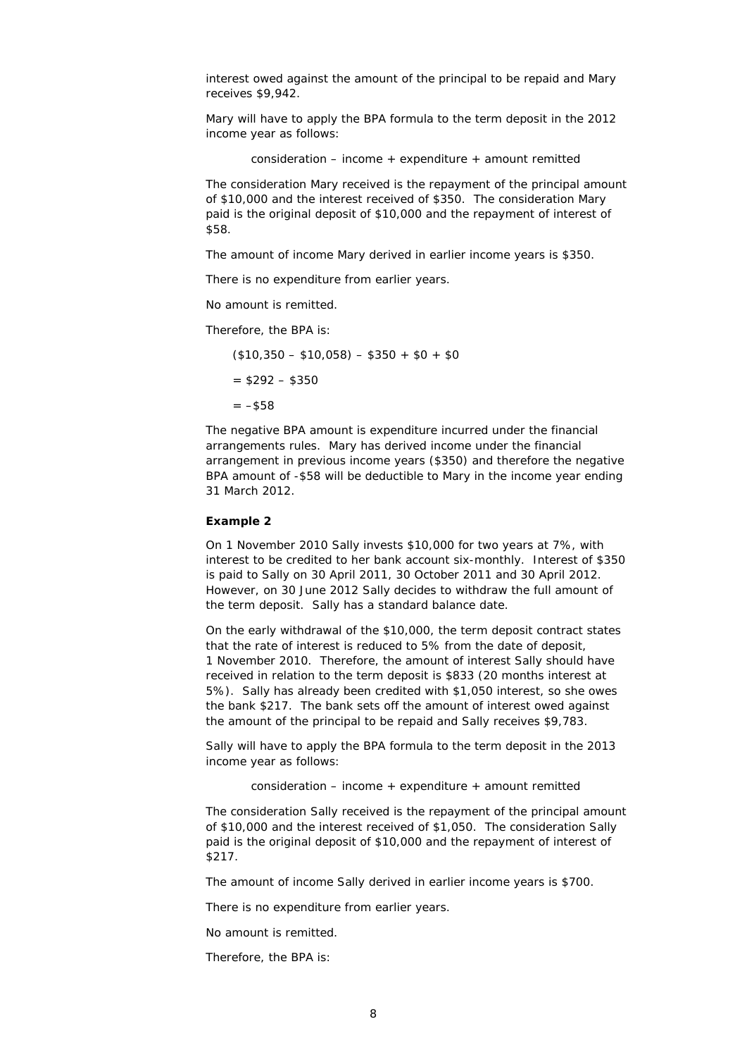interest owed against the amount of the principal to be repaid and Mary receives $9,942.

Mary will have to apply the BPA formula to the term deposit in the 2012 income year as follows:

consideration – income + expenditure + amount remitted

The consideration Mary received is the repayment of the principal amount of $10,000 and the interest received of $350. The consideration Mary paid is the original deposit of $10,000 and the repayment of interest of $58.

The amount of income Mary derived in earlier income years is $350.

There is no expenditure from earlier years.

No amount is remitted.

Therefore, the BPA is:

($10,350 – $10,058) – $350 + $0 + $0

= $292 – $350

= –$58

The negative BPA amount is expenditure incurred under the financial arrangements rules. Mary has derived income under the financial arrangement in previous income years ($350) and therefore the negative BPA amount of -$58 will be deductible to Mary in the income year ending 31 March 2012.

**Example 2**

On 1 November 2010 Sally invests $10,000 for two years at 7%, with interest to be credited to her bank account six-monthly. Interest of $350 is paid to Sally on 30 April 2011, 30 October 2011 and 30 April 2012. However, on 30 June 2012 Sally decides to withdraw the full amount of the term deposit. Sally has a standard balance date.

On the early withdrawal of the $10,000, the term deposit contract states that the rate of interest is reduced to 5% from the date of deposit, 1 November 2010. Therefore, the amount of interest Sally should have received in relation to the term deposit is $833 (20 months interest at 5%). Sally has already been credited with $1,050 interest, so she owes the bank $217. The bank sets off the amount of interest owed against the amount of the principal to be repaid and Sally receives $9,783.

Sally will have to apply the BPA formula to the term deposit in the 2013 income year as follows:

consideration – income + expenditure + amount remitted

The consideration Sally received is the repayment of the principal amount of $10,000 and the interest received of $1,050. The consideration Sally paid is the original deposit of $10,000 and the repayment of interest of $217.

The amount of income Sally derived in earlier income years is $700.

There is no expenditure from earlier years.

No amount is remitted.

Therefore, the BPA is: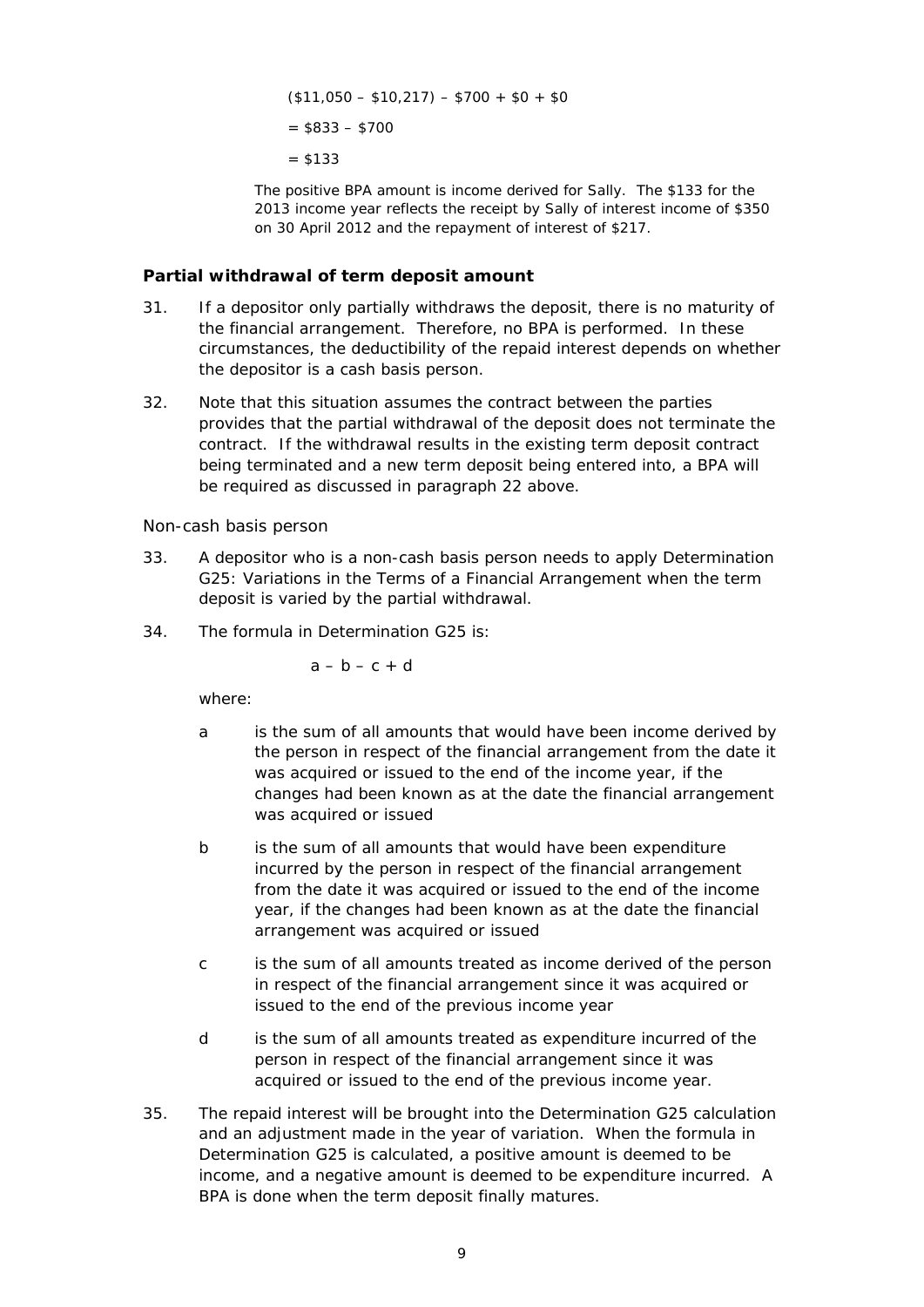($11,050 – $10,217) – $700 + $0 + $0

= $833 – $700

= $133

The positive BPA amount is income derived for Sally. The $133 for the 2013 income year reflects the receipt by Sally of interest income of $350 on 30 April 2012 and the repayment of interest of $217.

### Partial withdrawal of term deposit amount

31. If a depositor only partially withdraws the deposit, there is no maturity of the financial arrangement. Therefore, no BPA is performed. In these circumstances, the deductibility of the repaid interest depends on whether the depositor is a cash basis person.

32. Note that this situation assumes the contract between the parties provides that the partial withdrawal of the deposit does not terminate the contract. If the withdrawal results in the existing term deposit contract being terminated and a new term deposit being entered into, a BPA will be required as discussed in paragraph 22 above.

#### Non-cash basis person

33. A depositor who is a non-cash basis person needs to apply Determination G25: Variations in the Terms of a Financial Arrangement when the term deposit is varied by the partial withdrawal.

34. The formula in Determination G25 is:

$$a - b - c + d$$

where:

- a is the sum of all amounts that would have been income derived by the person in respect of the financial arrangement from the date it was acquired or issued to the end of the income year, if the changes had been known as at the date the financial arrangement was acquired or issued
- b is the sum of all amounts that would have been expenditure incurred by the person in respect of the financial arrangement from the date it was acquired or issued to the end of the income year, if the changes had been known as at the date the financial arrangement was acquired or issued
- c is the sum of all amounts treated as income derived of the person in respect of the financial arrangement since it was acquired or issued to the end of the previous income year
- d is the sum of all amounts treated as expenditure incurred of the person in respect of the financial arrangement since it was acquired or issued to the end of the previous income year.

35. The repaid interest will be brought into the Determination G25 calculation and an adjustment made in the year of variation. When the formula in Determination G25 is calculated, a positive amount is deemed to be income, and a negative amount is deemed to be expenditure incurred. A BPA is done when the term deposit finally matures.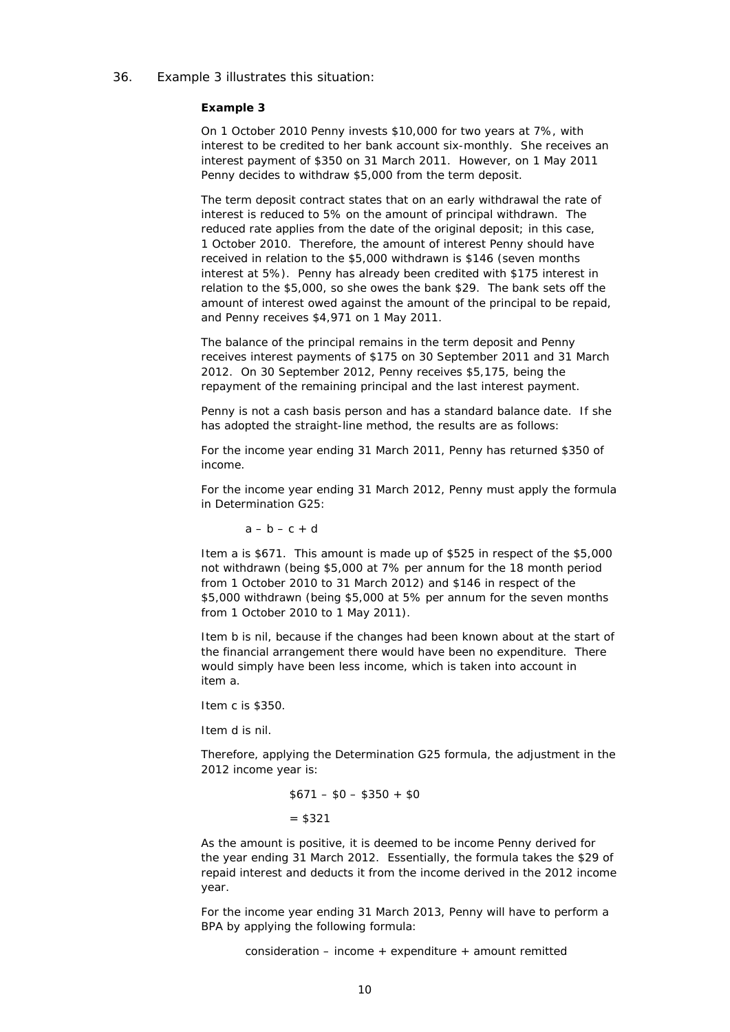36. Example 3 illustrates this situation:

**Example 3**

On 1 October 2010 Penny invests $10,000 for two years at 7%, with interest to be credited to her bank account six-monthly. She receives an interest payment of $350 on 31 March 2011. However, on 1 May 2011 Penny decides to withdraw $5,000 from the term deposit.

The term deposit contract states that on an early withdrawal the rate of interest is reduced to 5% on the amount of principal withdrawn. The reduced rate applies from the date of the original deposit; in this case, 1 October 2010. Therefore, the amount of interest Penny should have received in relation to the $5,000 withdrawn is $146 (seven months interest at 5%). Penny has already been credited with $175 interest in relation to the $5,000, so she owes the bank $29. The bank sets off the amount of interest owed against the amount of the principal to be repaid, and Penny receives $4,971 on 1 May 2011.

The balance of the principal remains in the term deposit and Penny receives interest payments of $175 on 30 September 2011 and 31 March 2012. On 30 September 2012, Penny receives $5,175, being the repayment of the remaining principal and the last interest payment.

Penny is not a cash basis person and has a standard balance date. If she has adopted the straight-line method, the results are as follows:

For the income year ending 31 March 2011, Penny has returned $350 of income.

For the income year ending 31 March 2012, Penny must apply the formula in Determination G25:

a – b – c + d

Item a is $671. This amount is made up of $525 in respect of the $5,000 not withdrawn (being $5,000 at 7% per annum for the 18 month period from 1 October 2010 to 31 March 2012) and $146 in respect of the $5,000 withdrawn (being $5,000 at 5% per annum for the seven months from 1 October 2010 to 1 May 2011).

Item b is nil, because if the changes had been known about at the start of the financial arrangement there would have been no expenditure. There would simply have been less income, which is taken into account in item a.

Item c is $350.

Item d is nil.

Therefore, applying the Determination G25 formula, the adjustment in the 2012 income year is:

$671 – $0 – $350 + $0

= $321

As the amount is positive, it is deemed to be income Penny derived for the year ending 31 March 2012. Essentially, the formula takes the $29 of repaid interest and deducts it from the income derived in the 2012 income year.

For the income year ending 31 March 2013, Penny will have to perform a BPA by applying the following formula:

consideration – income + expenditure + amount remitted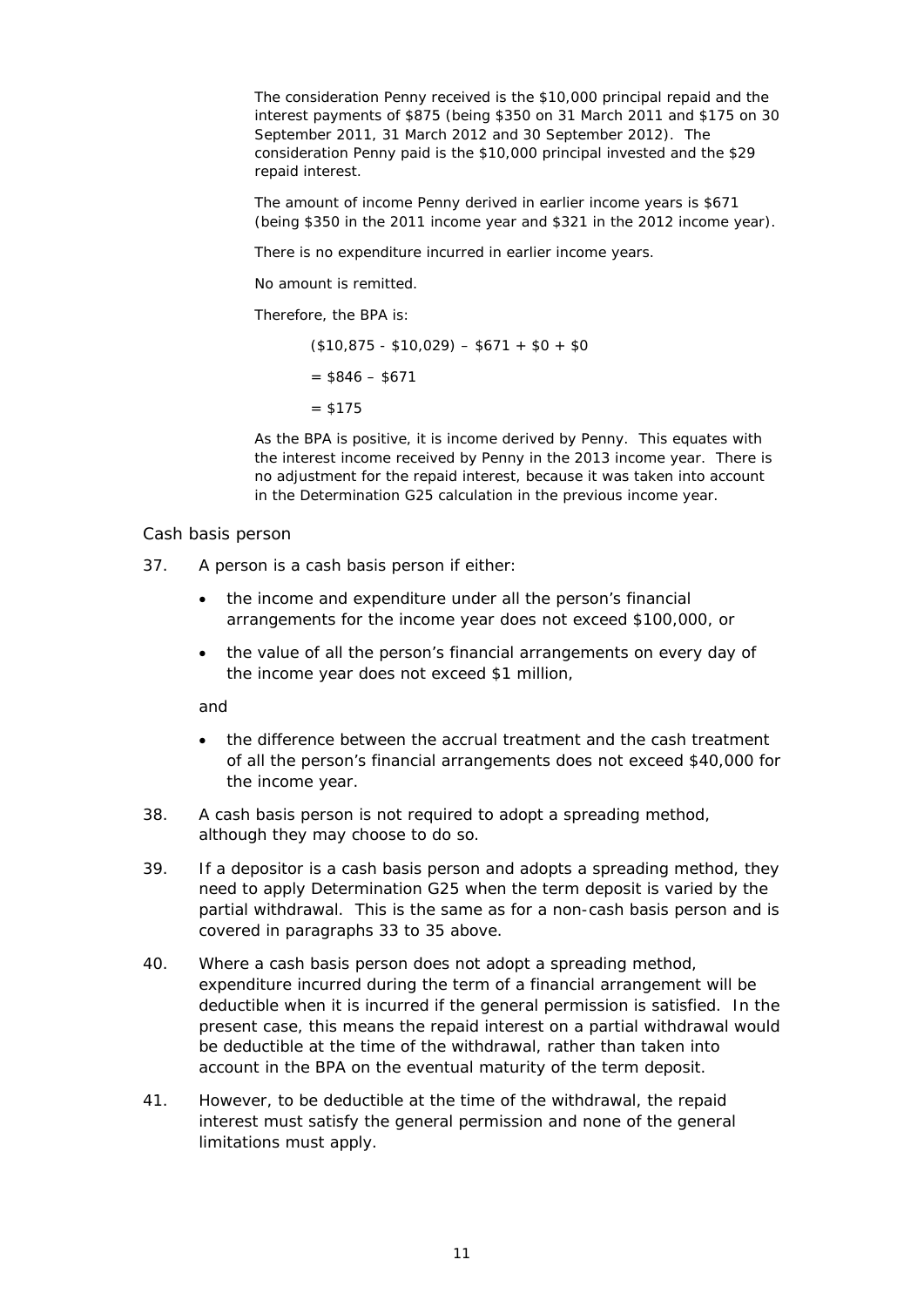The consideration Penny received is the $10,000 principal repaid and the interest payments of $875 (being $350 on 31 March 2011 and $175 on 30 September 2011, 31 March 2012 and 30 September 2012). The consideration Penny paid is the $10,000 principal invested and the $29 repaid interest.

The amount of income Penny derived in earlier income years is $671 (being $350 in the 2011 income year and $321 in the 2012 income year).

There is no expenditure incurred in earlier income years.

No amount is remitted.

Therefore, the BPA is:

($10,875 - $10,029) – $671 + $0 + $0

= $846 – $671

= $175

As the BPA is positive, it is income derived by Penny. This equates with the interest income received by Penny in the 2013 income year. There is no adjustment for the repaid interest, because it was taken into account in the Determination G25 calculation in the previous income year.

### Cash basis person

37. A person is a cash basis person if either:

    - the income and expenditure under all the person's financial arrangements for the income year does not exceed $100,000, or
    - the value of all the person's financial arrangements on every day of the income year does not exceed $1 million,

    and

    - the difference between the accrual treatment and the cash treatment of all the person's financial arrangements does not exceed $40,000 for the income year.

38. A cash basis person is not required to adopt a spreading method, although they may choose to do so.

39. If a depositor is a cash basis person and adopts a spreading method, they need to apply Determination G25 when the term deposit is varied by the partial withdrawal. This is the same as for a non-cash basis person and is covered in paragraphs 33 to 35 above.

40. Where a cash basis person does not adopt a spreading method, expenditure incurred during the term of a financial arrangement will be deductible when it is incurred if the general permission is satisfied. In the present case, this means the repaid interest on a partial withdrawal would be deductible at the time of the withdrawal, rather than taken into account in the BPA on the eventual maturity of the term deposit.

41. However, to be deductible at the time of the withdrawal, the repaid interest must satisfy the general permission and none of the general limitations must apply.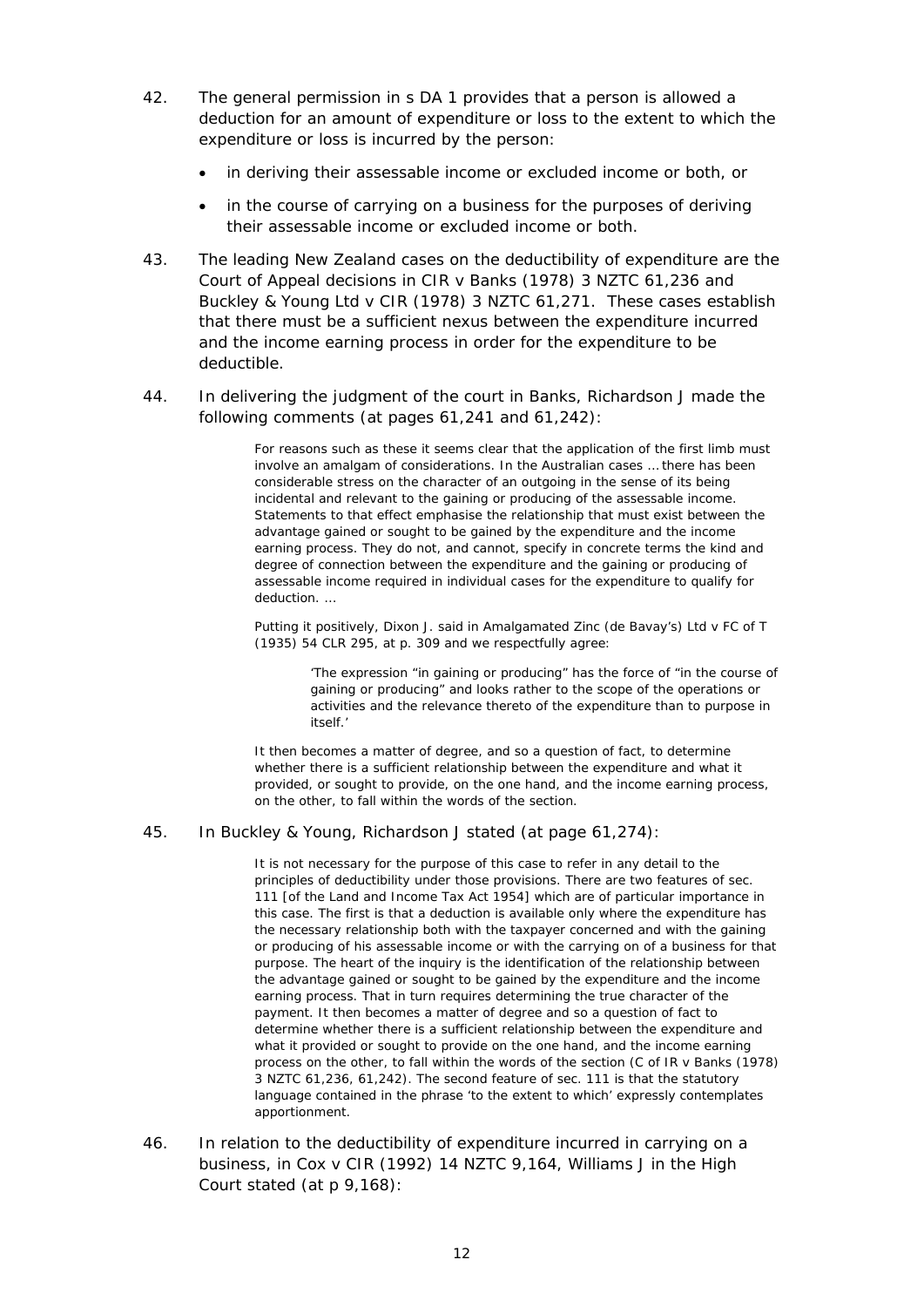42. The general permission in s DA 1 provides that a person is allowed a deduction for an amount of expenditure or loss to the extent to which the expenditure or loss is incurred by the person:

    - in deriving their assessable income or excluded income or both, or
    - in the course of carrying on a business for the purposes of deriving their assessable income or excluded income or both.

43. The leading New Zealand cases on the deductibility of expenditure are the Court of Appeal decisions in CIR v Banks (1978) 3 NZTC 61,236 and Buckley & Young Ltd v CIR (1978) 3 NZTC 61,271. These cases establish that there must be a sufficient nexus between the expenditure incurred and the income earning process in order for the expenditure to be deductible.

44. In delivering the judgment of the court in Banks, Richardson J made the following comments (at pages 61,241 and 61,242):

    > For reasons such as these it seems clear that the application of the first limb must involve an amalgam of considerations. In the Australian cases … there has been considerable stress on the character of an outgoing in the sense of its being incidental and relevant to the gaining or producing of the assessable income. Statements to that effect emphasise the relationship that must exist between the advantage gained or sought to be gained by the expenditure and the income earning process. They do not, and cannot, specify in concrete terms the kind and degree of connection between the expenditure and the gaining or producing of assessable income required in individual cases for the expenditure to qualify for deduction. …
    >
    > Putting it positively, Dixon J. said in Amalgamated Zinc (de Bavay's) Ltd v FC of T (1935) 54 CLR 295, at p. 309 and we respectfully agree:
    >
    > > 'The expression "in gaining or producing" has the force of "in the course of gaining or producing" and looks rather to the scope of the operations or activities and the relevance thereto of the expenditure than to purpose in itself.'
    >
    > It then becomes a matter of degree, and so a question of fact, to determine whether there is a sufficient relationship between the expenditure and what it provided, or sought to provide, on the one hand, and the income earning process, on the other, to fall within the words of the section.

45. In Buckley & Young, Richardson J stated (at page 61,274):

    > It is not necessary for the purpose of this case to refer in any detail to the principles of deductibility under those provisions. There are two features of sec. 111 [of the Land and Income Tax Act 1954] which are of particular importance in this case. The first is that a deduction is available only where the expenditure has the necessary relationship both with the taxpayer concerned and with the gaining or producing of his assessable income or with the carrying on of a business for that purpose. The heart of the inquiry is the identification of the relationship between the advantage gained or sought to be gained by the expenditure and the income earning process. That in turn requires determining the true character of the payment. It then becomes a matter of degree and so a question of fact to determine whether there is a sufficient relationship between the expenditure and what it provided or sought to provide on the one hand, and the income earning process on the other, to fall within the words of the section (C of IR v Banks (1978) 3 NZTC 61,236, 61,242). The second feature of sec. 111 is that the statutory language contained in the phrase 'to the extent to which' expressly contemplates apportionment.

46. In relation to the deductibility of expenditure incurred in carrying on a business, in Cox v CIR (1992) 14 NZTC 9,164, Williams J in the High Court stated (at p 9,168):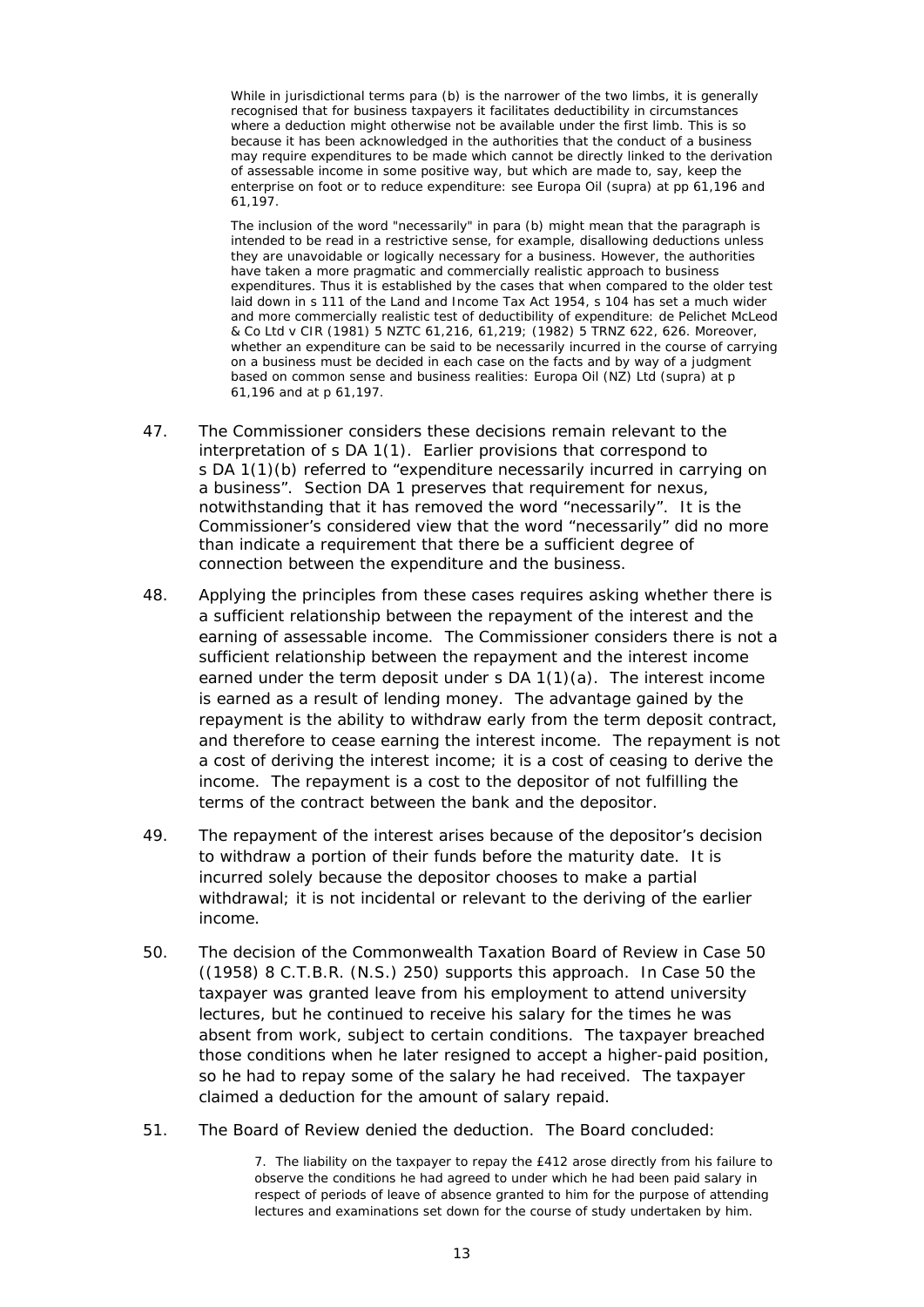> While in jurisdictional terms para (b) is the narrower of the two limbs, it is generally recognised that for business taxpayers it facilitates deductibility in circumstances where a deduction might otherwise not be available under the first limb. This is so because it has been acknowledged in the authorities that the conduct of a business may require expenditures to be made which cannot be directly linked to the derivation of assessable income in some positive way, but which are made to, say, keep the enterprise on foot or to reduce expenditure: see Europa Oil (supra) at pp 61,196 and 61,197.
>
> The inclusion of the word "necessarily" in para (b) might mean that the paragraph is intended to be read in a restrictive sense, for example, disallowing deductions unless they are unavoidable or logically necessary for a business. However, the authorities have taken a more pragmatic and commercially realistic approach to business expenditures. Thus it is established by the cases that when compared to the older test laid down in s 111 of the Land and Income Tax Act 1954, s 104 has set a much wider and more commercially realistic test of deductibility of expenditure: de Pelichet McLeod & Co Ltd v CIR (1981) 5 NZTC 61,216, 61,219; (1982) 5 TRNZ 622, 626. Moreover, whether an expenditure can be said to be necessarily incurred in the course of carrying on a business must be decided in each case on the facts and by way of a judgment based on common sense and business realities: Europa Oil (NZ) Ltd (supra) at p 61,196 and at p 61,197.

47. The Commissioner considers these decisions remain relevant to the interpretation of s DA 1(1). Earlier provisions that correspond to s DA 1(1)(b) referred to "expenditure necessarily incurred in carrying on a business". Section DA 1 preserves that requirement for nexus, notwithstanding that it has removed the word "necessarily". It is the Commissioner's considered view that the word "necessarily" did no more than indicate a requirement that there be a sufficient degree of connection between the expenditure and the business.

48. Applying the principles from these cases requires asking whether there is a sufficient relationship between the repayment of the interest and the earning of assessable income. The Commissioner considers there is not a sufficient relationship between the repayment and the interest income earned under the term deposit under s DA 1(1)(a). The interest income is earned as a result of lending money. The advantage gained by the repayment is the ability to withdraw early from the term deposit contract, and therefore to cease earning the interest income. The repayment is not a cost of deriving the interest income; it is a cost of ceasing to derive the income. The repayment is a cost to the depositor of not fulfilling the terms of the contract between the bank and the depositor.

49. The repayment of the interest arises because of the depositor's decision to withdraw a portion of their funds before the maturity date. It is incurred solely because the depositor chooses to make a partial withdrawal; it is not incidental or relevant to the deriving of the earlier income.

50. The decision of the Commonwealth Taxation Board of Review in Case 50 ((1958) 8 C.T.B.R. (N.S.) 250) supports this approach. In Case 50 the taxpayer was granted leave from his employment to attend university lectures, but he continued to receive his salary for the times he was absent from work, subject to certain conditions. The taxpayer breached those conditions when he later resigned to accept a higher-paid position, so he had to repay some of the salary he had received. The taxpayer claimed a deduction for the amount of salary repaid.

51. The Board of Review denied the deduction. The Board concluded:

> 7. The liability on the taxpayer to repay the £412 arose directly from his failure to observe the conditions he had agreed to under which he had been paid salary in respect of periods of leave of absence granted to him for the purpose of attending lectures and examinations set down for the course of study undertaken by him.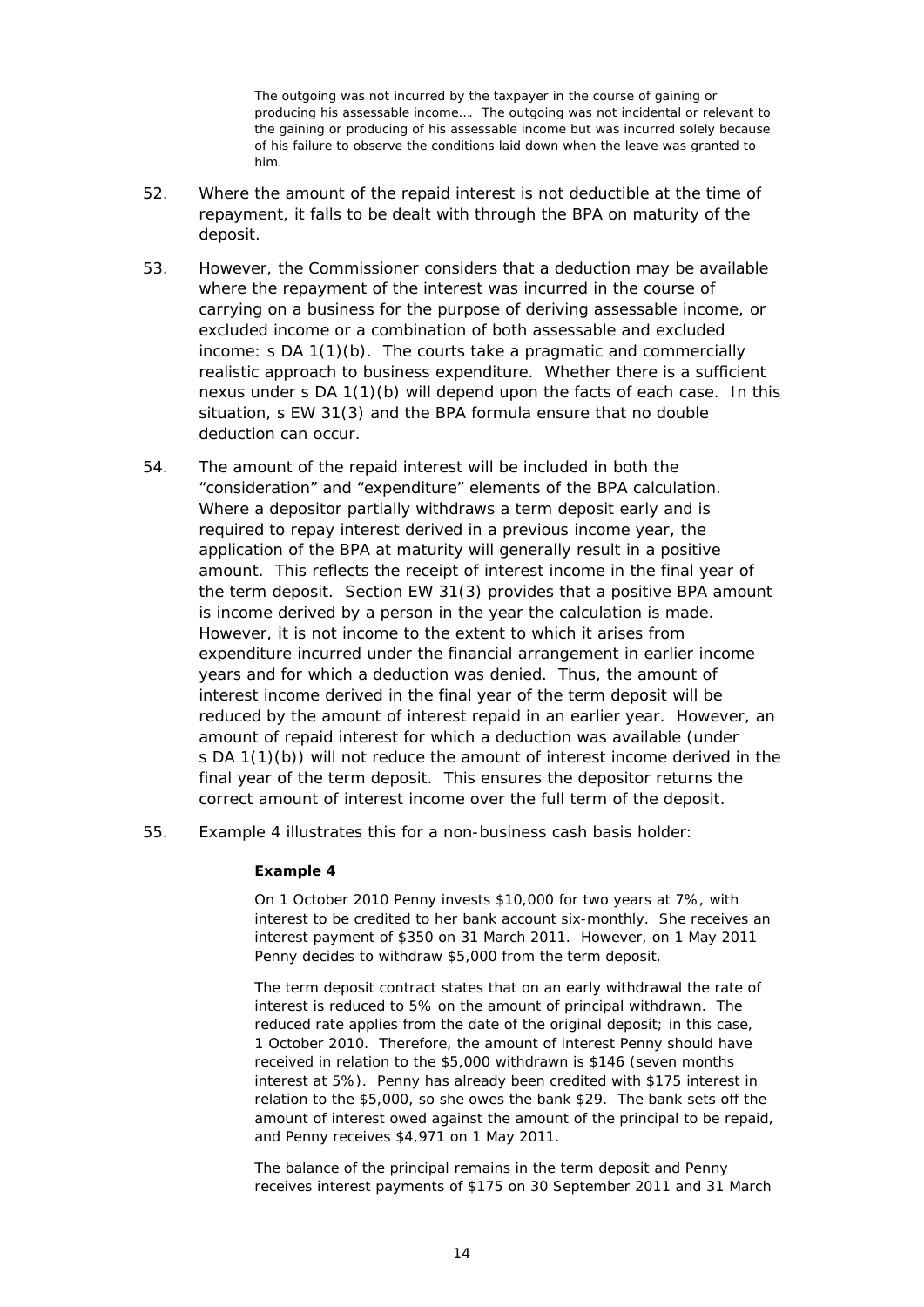> The outgoing was not incurred by the taxpayer in the course of gaining or producing his assessable income…. The outgoing was not incidental or relevant to the gaining or producing of his assessable income but was incurred solely because of his failure to observe the conditions laid down when the leave was granted to him.

52. Where the amount of the repaid interest is not deductible at the time of repayment, it falls to be dealt with through the BPA on maturity of the deposit.

53. However, the Commissioner considers that a deduction may be available where the repayment of the interest was incurred in the course of carrying on a business for the purpose of deriving assessable income, or excluded income or a combination of both assessable and excluded income: s DA 1(1)(b). The courts take a pragmatic and commercially realistic approach to business expenditure. Whether there is a sufficient nexus under s DA 1(1)(b) will depend upon the facts of each case. In this situation, s EW 31(3) and the BPA formula ensure that no double deduction can occur.

54. The amount of the repaid interest will be included in both the "consideration" and "expenditure" elements of the BPA calculation. Where a depositor partially withdraws a term deposit early and is required to repay interest derived in a previous income year, the application of the BPA at maturity will generally result in a positive amount. This reflects the receipt of interest income in the final year of the term deposit. Section EW 31(3) provides that a positive BPA amount is income derived by a person in the year the calculation is made. However, it is not income to the extent to which it arises from expenditure incurred under the financial arrangement in earlier income years and for which a deduction was denied. Thus, the amount of interest income derived in the final year of the term deposit will be reduced by the amount of interest repaid in an earlier year. However, an amount of repaid interest for which a deduction was available (under s DA 1(1)(b)) will not reduce the amount of interest income derived in the final year of the term deposit. This ensures the depositor returns the correct amount of interest income over the full term of the deposit.

55. Example 4 illustrates this for a non-business cash basis holder:

> **Example 4**
>
> On 1 October 2010 Penny invests $10,000 for two years at 7%, with interest to be credited to her bank account six-monthly. She receives an interest payment of $350 on 31 March 2011. However, on 1 May 2011 Penny decides to withdraw $5,000 from the term deposit.
>
> The term deposit contract states that on an early withdrawal the rate of interest is reduced to 5% on the amount of principal withdrawn. The reduced rate applies from the date of the original deposit; in this case, 1 October 2010. Therefore, the amount of interest Penny should have received in relation to the $5,000 withdrawn is $146 (seven months interest at 5%). Penny has already been credited with $175 interest in relation to the $5,000, so she owes the bank $29. The bank sets off the amount of interest owed against the amount of the principal to be repaid, and Penny receives $4,971 on 1 May 2011.
>
> The balance of the principal remains in the term deposit and Penny receives interest payments of $175 on 30 September 2011 and 31 March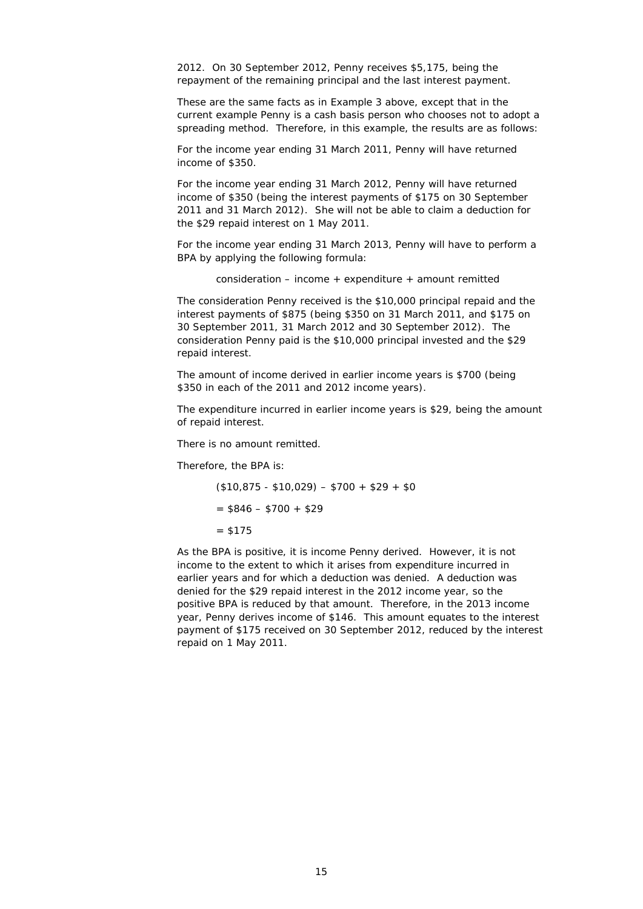2012. On 30 September 2012, Penny receives $5,175, being the repayment of the remaining principal and the last interest payment.

These are the same facts as in Example 3 above, except that in the current example Penny is a cash basis person who chooses not to adopt a spreading method. Therefore, in this example, the results are as follows:

For the income year ending 31 March 2011, Penny will have returned income of $350.

For the income year ending 31 March 2012, Penny will have returned income of $350 (being the interest payments of $175 on 30 September 2011 and 31 March 2012). She will not be able to claim a deduction for the $29 repaid interest on 1 May 2011.

For the income year ending 31 March 2013, Penny will have to perform a BPA by applying the following formula:

> consideration – income + expenditure + amount remitted

The consideration Penny received is the $10,000 principal repaid and the interest payments of $875 (being $350 on 31 March 2011, and $175 on 30 September 2011, 31 March 2012 and 30 September 2012). The consideration Penny paid is the $10,000 principal invested and the $29 repaid interest.

The amount of income derived in earlier income years is $700 (being $350 in each of the 2011 and 2012 income years).

The expenditure incurred in earlier income years is $29, being the amount of repaid interest.

There is no amount remitted.

Therefore, the BPA is:

> ($10,875 - $10,029) – $700 + $29 + $0
>
> = $846 – $700 + $29
>
> = $175

As the BPA is positive, it is income Penny derived. However, it is not income to the extent to which it arises from expenditure incurred in earlier years and for which a deduction was denied. A deduction was denied for the $29 repaid interest in the 2012 income year, so the positive BPA is reduced by that amount. Therefore, in the 2013 income year, Penny derives income of $146. This amount equates to the interest payment of $175 received on 30 September 2012, reduced by the interest repaid on 1 May 2011.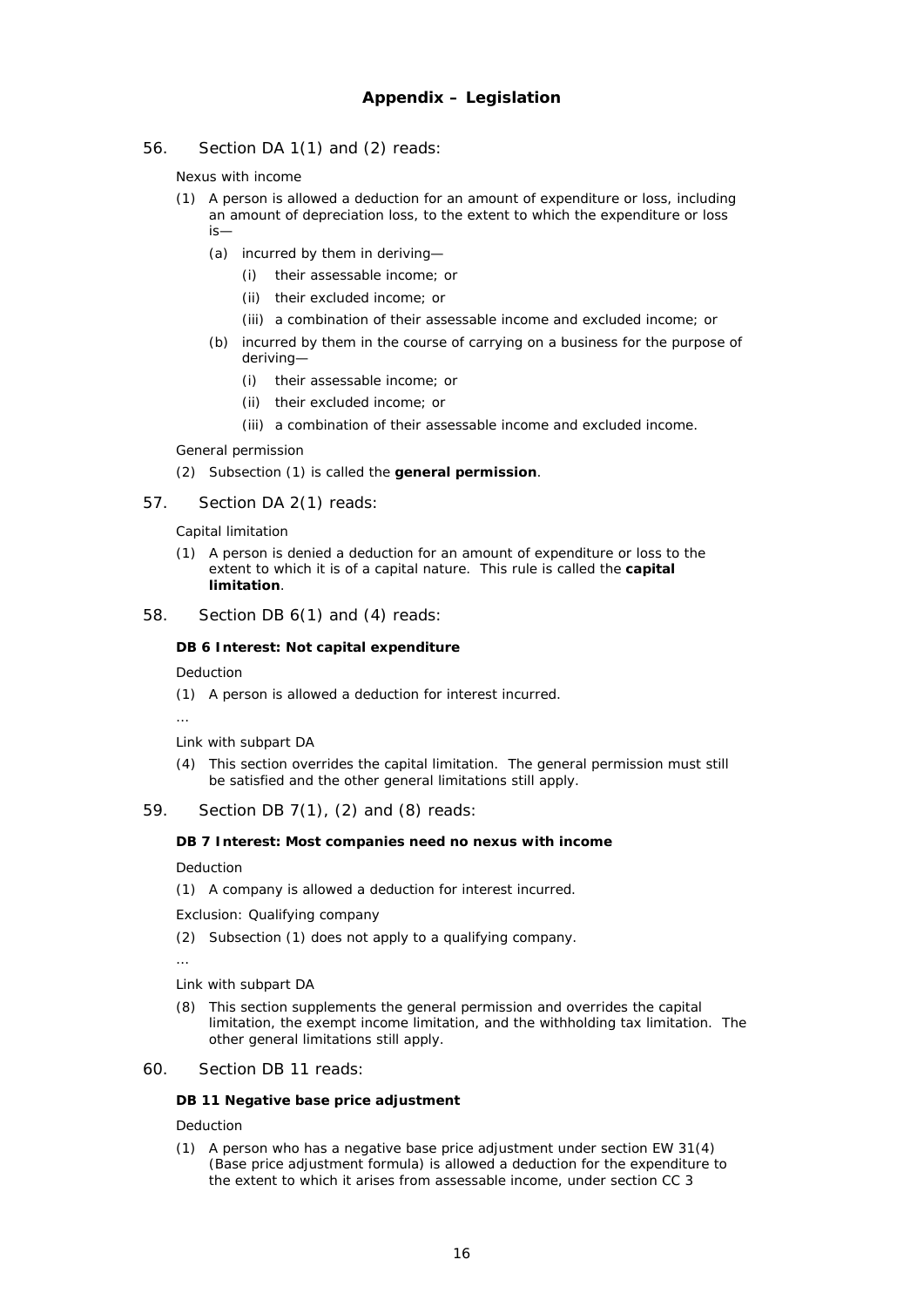## Appendix – Legislation

56. Section DA 1(1) and (2) reads:

Nexus with income

(1) A person is allowed a deduction for an amount of expenditure or loss, including an amount of depreciation loss, to the extent to which the expenditure or loss is—

(a) incurred by them in deriving—

(i) their assessable income; or

(ii) their excluded income; or

(iii) a combination of their assessable income and excluded income; or

(b) incurred by them in the course of carrying on a business for the purpose of deriving—

(i) their assessable income; or

(ii) their excluded income; or

(iii) a combination of their assessable income and excluded income.

General permission

(2) Subsection (1) is called the **general permission**.

57. Section DA 2(1) reads:

Capital limitation

(1) A person is denied a deduction for an amount of expenditure or loss to the extent to which it is of a capital nature. This rule is called the **capital limitation**.

58. Section DB 6(1) and (4) reads:

**DB 6 Interest: Not capital expenditure**

Deduction

(1) A person is allowed a deduction for interest incurred.

…

Link with subpart DA

(4) This section overrides the capital limitation. The general permission must still be satisfied and the other general limitations still apply.

59. Section DB 7(1), (2) and (8) reads:

**DB 7 Interest: Most companies need no nexus with income**

Deduction

(1) A company is allowed a deduction for interest incurred.

Exclusion: Qualifying company

(2) Subsection (1) does not apply to a qualifying company.

…

Link with subpart DA

(8) This section supplements the general permission and overrides the capital limitation, the exempt income limitation, and the withholding tax limitation. The other general limitations still apply.

60. Section DB 11 reads:

**DB 11 Negative base price adjustment**

Deduction

(1) A person who has a negative base price adjustment under section EW 31(4) (Base price adjustment formula) is allowed a deduction for the expenditure to the extent to which it arises from assessable income, under section CC 3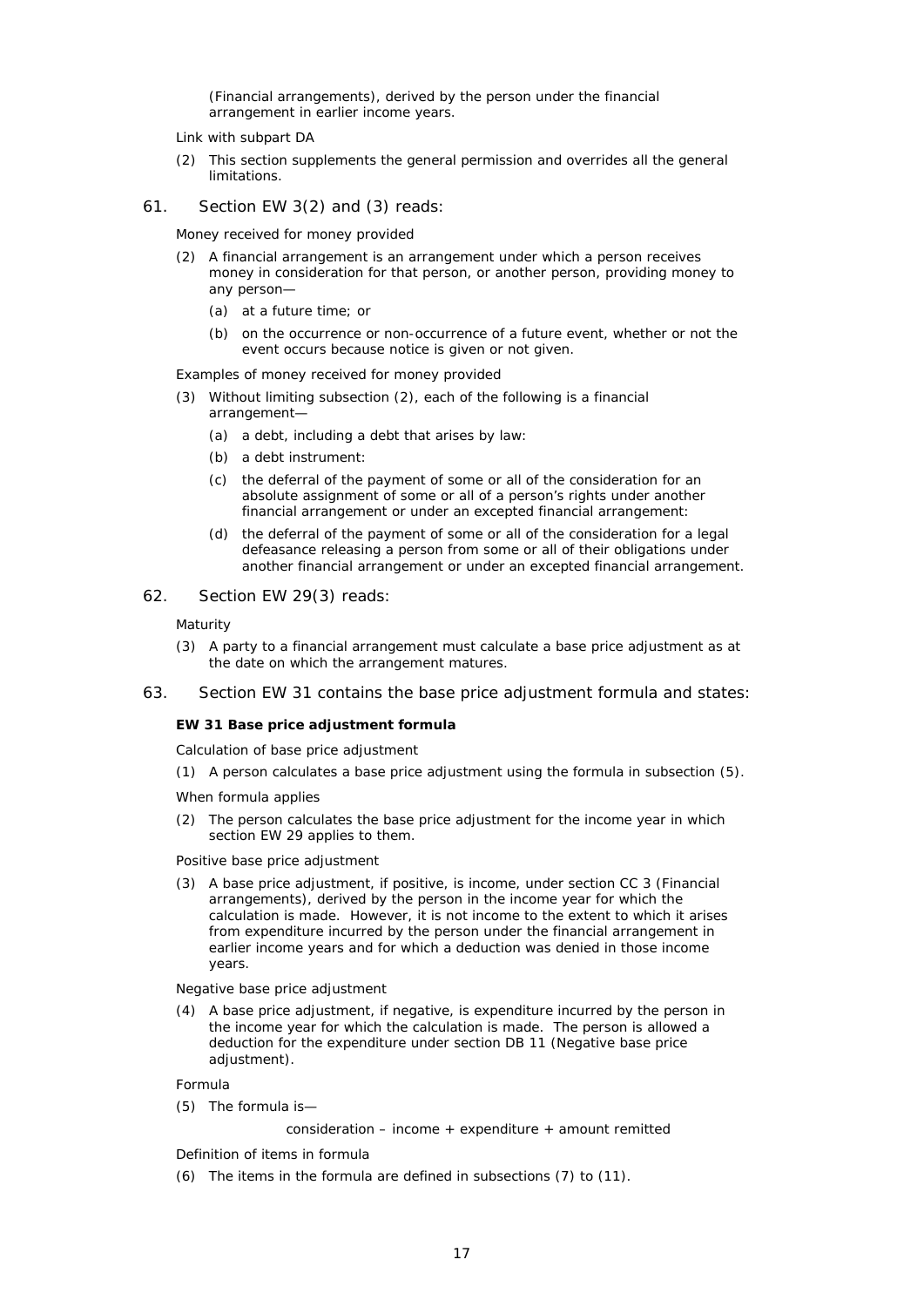(Financial arrangements), derived by the person under the financial arrangement in earlier income years.

*Link with subpart DA*

(2) This section supplements the general permission and overrides all the general limitations.

61. Section EW 3(2) and (3) reads:

*Money received for money provided*

(2) A financial arrangement is an arrangement under which a person receives money in consideration for that person, or another person, providing money to any person—

   (a) at a future time; or

   (b) on the occurrence or non-occurrence of a future event, whether or not the event occurs because notice is given or not given.

*Examples of money received for money provided*

(3) Without limiting subsection (2), each of the following is a financial arrangement—

   (a) a debt, including a debt that arises by law:

   (b) a debt instrument:

   (c) the deferral of the payment of some or all of the consideration for an absolute assignment of some or all of a person's rights under another financial arrangement or under an excepted financial arrangement:

   (d) the deferral of the payment of some or all of the consideration for a legal defeasance releasing a person from some or all of their obligations under another financial arrangement or under an excepted financial arrangement.

62. Section EW 29(3) reads:

*Maturity*

(3) A party to a financial arrangement must calculate a base price adjustment as at the date on which the arrangement matures.

63. Section EW 31 contains the base price adjustment formula and states:

**EW 31 Base price adjustment formula**

*Calculation of base price adjustment*

(1) A person calculates a base price adjustment using the formula in subsection (5).

*When formula applies*

(2) The person calculates the base price adjustment for the income year in which section EW 29 applies to them.

*Positive base price adjustment*

(3) A base price adjustment, if positive, is income, under section CC 3 (Financial arrangements), derived by the person in the income year for which the calculation is made. However, it is not income to the extent to which it arises from expenditure incurred by the person under the financial arrangement in earlier income years and for which a deduction was denied in those income years.

*Negative base price adjustment*

(4) A base price adjustment, if negative, is expenditure incurred by the person in the income year for which the calculation is made. The person is allowed a deduction for the expenditure under section DB 11 (Negative base price adjustment).

*Formula*

(5) The formula is—

consideration – income + expenditure + amount remitted

*Definition of items in formula*

(6) The items in the formula are defined in subsections (7) to (11).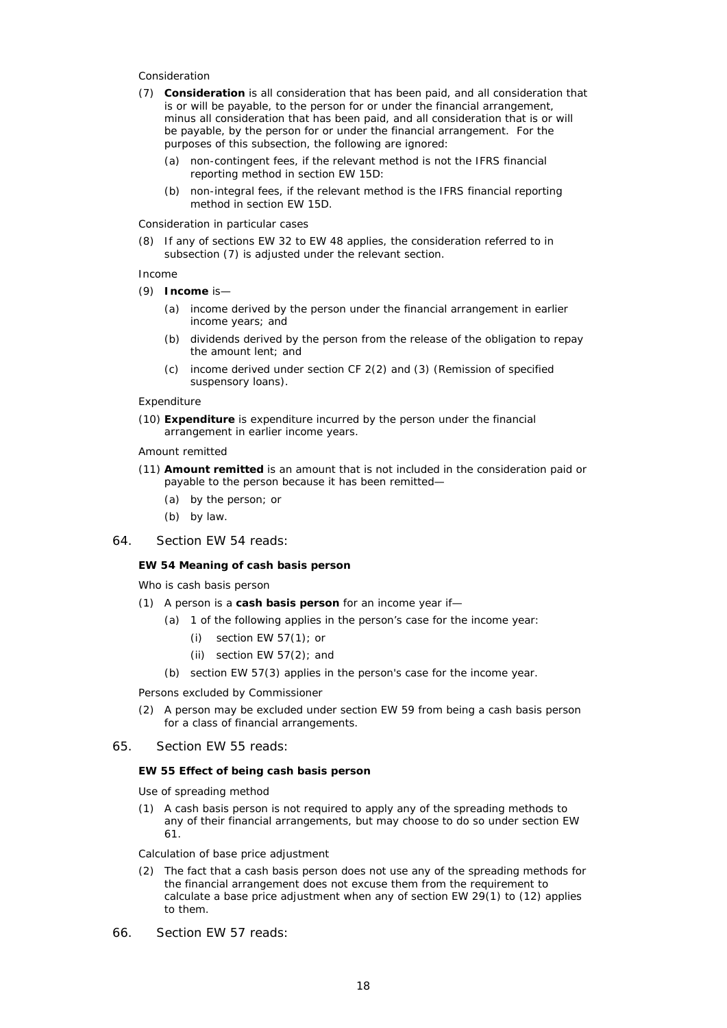*Consideration*

(7) **Consideration** is all consideration that has been paid, and all consideration that is or will be payable, to the person for or under the financial arrangement, minus all consideration that has been paid, and all consideration that is or will be payable, by the person for or under the financial arrangement. For the purposes of this subsection, the following are ignored:

(a) non-contingent fees, if the relevant method is not the IFRS financial reporting method in section EW 15D:

(b) non-integral fees, if the relevant method is the IFRS financial reporting method in section EW 15D.

*Consideration in particular cases*

(8) If any of sections EW 32 to EW 48 applies, the consideration referred to in subsection (7) is adjusted under the relevant section.

*Income*

(9) **Income** is—

(a) income derived by the person under the financial arrangement in earlier income years; and

(b) dividends derived by the person from the release of the obligation to repay the amount lent; and

(c) income derived under section CF 2(2) and (3) (Remission of specified suspensory loans).

*Expenditure*

(10) **Expenditure** is expenditure incurred by the person under the financial arrangement in earlier income years.

*Amount remitted*

(11) **Amount remitted** is an amount that is not included in the consideration paid or payable to the person because it has been remitted—

(a) by the person; or

(b) by law.

64. Section EW 54 reads:

**EW 54 Meaning of cash basis person**

*Who is cash basis person*

(1) A person is a **cash basis person** for an income year if—

(a) 1 of the following applies in the person's case for the income year:

(i) section EW 57(1); or

(ii) section EW 57(2); and

(b) section EW 57(3) applies in the person's case for the income year.

*Persons excluded by Commissioner*

(2) A person may be excluded under section EW 59 from being a cash basis person for a class of financial arrangements.

65. Section EW 55 reads:

**EW 55 Effect of being cash basis person**

*Use of spreading method*

(1) A cash basis person is not required to apply any of the spreading methods to any of their financial arrangements, but may choose to do so under section EW 61.

*Calculation of base price adjustment*

(2) The fact that a cash basis person does not use any of the spreading methods for the financial arrangement does not excuse them from the requirement to calculate a base price adjustment when any of section EW 29(1) to (12) applies to them.

66. Section EW 57 reads: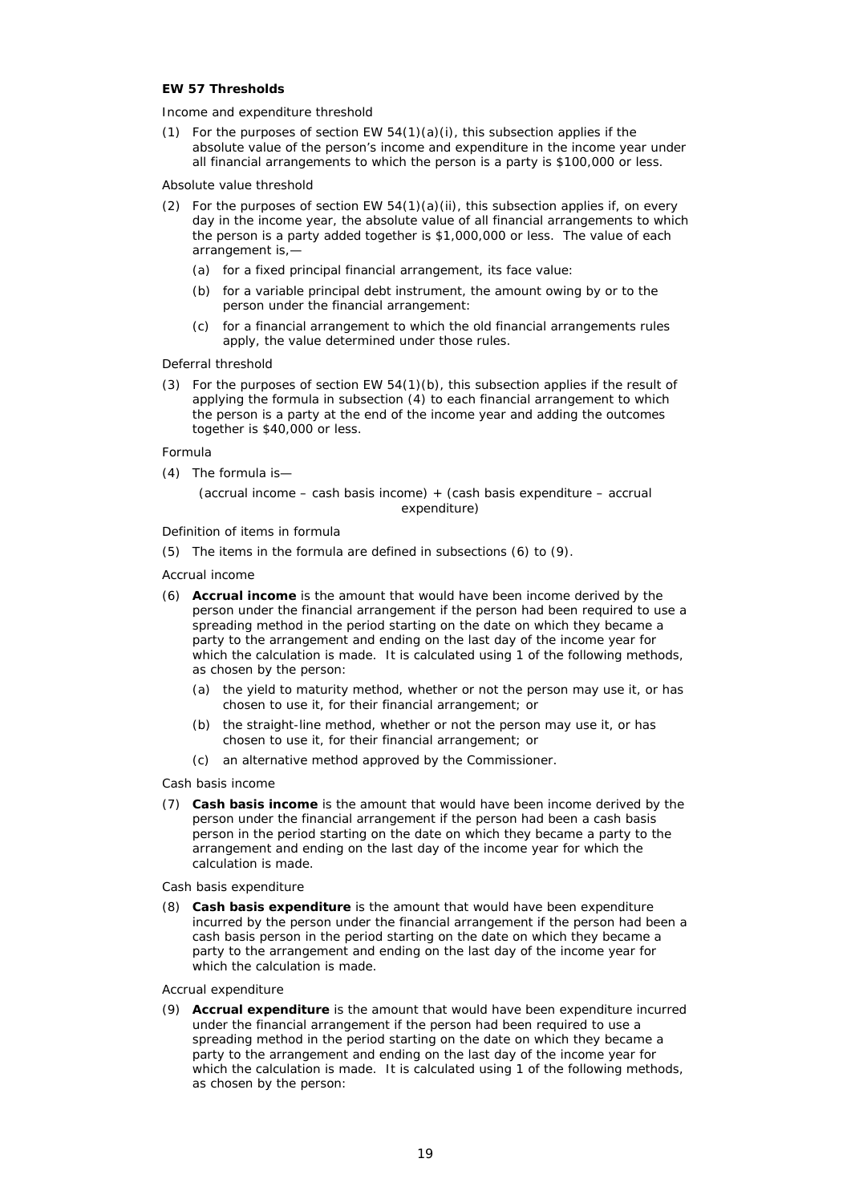**EW 57 Thresholds**

Income and expenditure threshold

(1) For the purposes of section EW 54(1)(a)(i), this subsection applies if the absolute value of the person's income and expenditure in the income year under all financial arrangements to which the person is a party is $100,000 or less.

Absolute value threshold

(2) For the purposes of section EW 54(1)(a)(ii), this subsection applies if, on every day in the income year, the absolute value of all financial arrangements to which the person is a party added together is $1,000,000 or less. The value of each arrangement is,—

- (a) for a fixed principal financial arrangement, its face value:
- (b) for a variable principal debt instrument, the amount owing by or to the person under the financial arrangement:
- (c) for a financial arrangement to which the old financial arrangements rules apply, the value determined under those rules.

Deferral threshold

(3) For the purposes of section EW 54(1)(b), this subsection applies if the result of applying the formula in subsection (4) to each financial arrangement to which the person is a party at the end of the income year and adding the outcomes together is $40,000 or less.

Formula

(4) The formula is—

(accrual income – cash basis income) + (cash basis expenditure – accrual expenditure)

Definition of items in formula

(5) The items in the formula are defined in subsections (6) to (9).

Accrual income

(6) **Accrual income** is the amount that would have been income derived by the person under the financial arrangement if the person had been required to use a spreading method in the period starting on the date on which they became a party to the arrangement and ending on the last day of the income year for which the calculation is made. It is calculated using 1 of the following methods, as chosen by the person:

- (a) the yield to maturity method, whether or not the person may use it, or has chosen to use it, for their financial arrangement; or
- (b) the straight-line method, whether or not the person may use it, or has chosen to use it, for their financial arrangement; or
- (c) an alternative method approved by the Commissioner.

Cash basis income

(7) **Cash basis income** is the amount that would have been income derived by the person under the financial arrangement if the person had been a cash basis person in the period starting on the date on which they became a party to the arrangement and ending on the last day of the income year for which the calculation is made.

Cash basis expenditure

(8) **Cash basis expenditure** is the amount that would have been expenditure incurred by the person under the financial arrangement if the person had been a cash basis person in the period starting on the date on which they became a party to the arrangement and ending on the last day of the income year for which the calculation is made.

Accrual expenditure

(9) **Accrual expenditure** is the amount that would have been expenditure incurred under the financial arrangement if the person had been required to use a spreading method in the period starting on the date on which they became a party to the arrangement and ending on the last day of the income year for which the calculation is made. It is calculated using 1 of the following methods, as chosen by the person: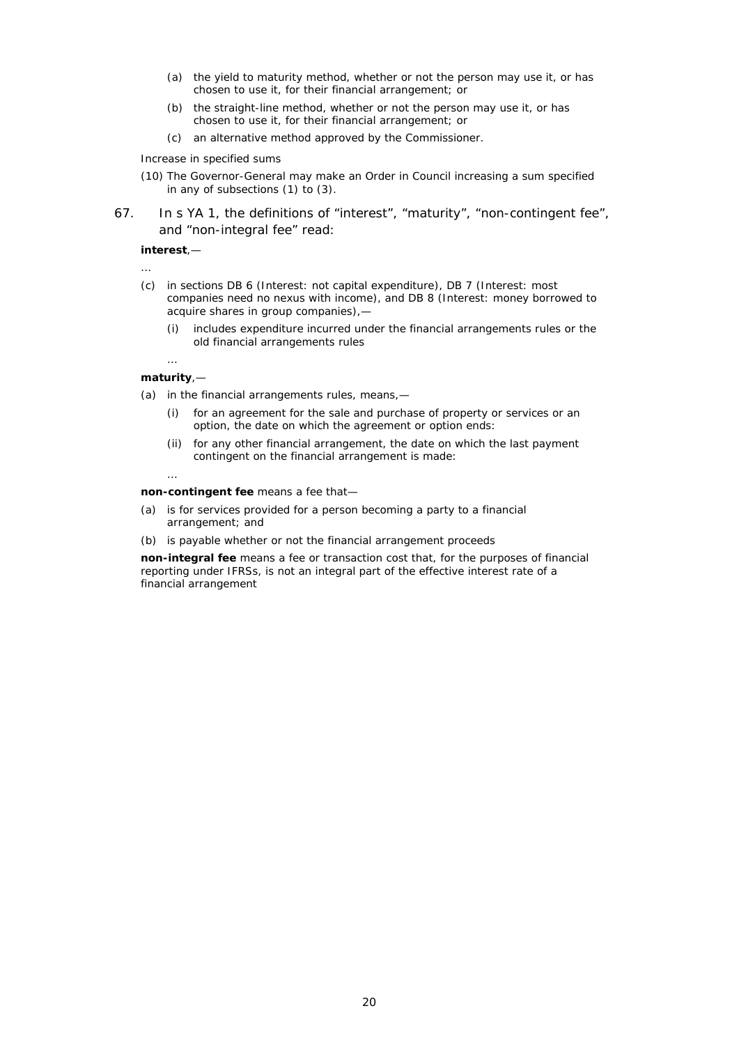(a) the yield to maturity method, whether or not the person may use it, or has chosen to use it, for their financial arrangement; or

(b) the straight-line method, whether or not the person may use it, or has chosen to use it, for their financial arrangement; or

(c) an alternative method approved by the Commissioner.

*Increase in specified sums*

(10) The Governor-General may make an Order in Council increasing a sum specified in any of subsections (1) to (3).

67. In s YA 1, the definitions of "interest", "maturity", "non-contingent fee", and "non-integral fee" read:

**interest**,—

…

(c) in sections DB 6 (Interest: not capital expenditure), DB 7 (Interest: most companies need no nexus with income), and DB 8 (Interest: money borrowed to acquire shares in group companies),—

 (i) includes expenditure incurred under the financial arrangements rules or the old financial arrangements rules

 …

**maturity**,—

(a) in the financial arrangements rules, means,—

 (i) for an agreement for the sale and purchase of property or services or an option, the date on which the agreement or option ends:

 (ii) for any other financial arrangement, the date on which the last payment contingent on the financial arrangement is made:

…

**non-contingent fee** means a fee that—

(a) is for services provided for a person becoming a party to a financial arrangement; and

(b) is payable whether or not the financial arrangement proceeds

**non-integral fee** means a fee or transaction cost that, for the purposes of financial reporting under IFRSs, is not an integral part of the effective interest rate of a financial arrangement